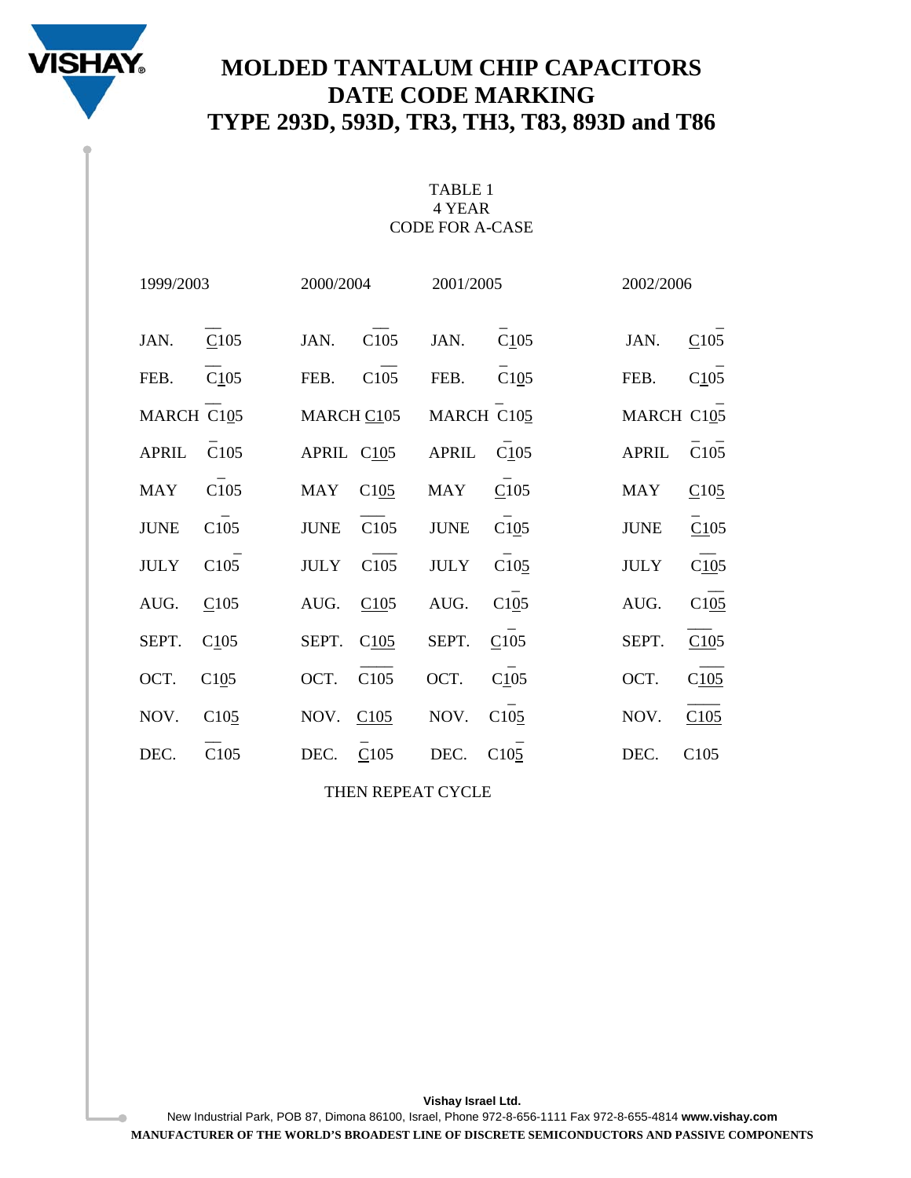# MOLDED TANTALUM CHIP CAPACITORS
# DATE CODE MARKING
# TYPE 293D, 593D, TR3, TH3, T83, 893D and T86

TABLE 1
4 YEAR
CODE FOR A-CASE

| 1999/2003 | | 2000/2004 | | 2001/2005 | | 2002/2006 | |
|---|---|---|---|---|---|---|---|
| JAN. | C105 | JAN. | C105 | JAN. | C105 | JAN. | C105 |
| FEB. | C105 | FEB. | C105 | FEB. | C105 | FEB. | C105 |
| MARCH | C105 | MARCH | C105 | MARCH | C105 | MARCH | C105 |
| APRIL | C105 | APRIL | C105 | APRIL | C105 | APRIL | C105 |
| MAY | C105 | MAY | C105 | MAY | C105 | MAY | C105 |
| JUNE | C105 | JUNE | C105 | JUNE | C105 | JUNE | C105 |
| JULY | C105 | JULY | C105 | JULY | C105 | JULY | C105 |
| AUG. | C105 | AUG. | C105 | AUG. | C105 | AUG. | C105 |
| SEPT. | C105 | SEPT. | C105 | SEPT. | C105 | SEPT. | C105 |
| OCT. | C105 | OCT. | C105 | OCT. | C105 | OCT. | C105 |
| NOV. | C105 | NOV. | C105 | NOV. | C105 | NOV. | C105 |
| DEC. | C105 | DEC. | C105 | DEC. | C105 | DEC. | C105 |

THEN REPEAT CYCLE

**Vishay Israel Ltd.**
New Industrial Park, POB 87, Dimona 86100, Israel, Phone 972-8-656-1111 Fax 972-8-655-4814 **www.vishay.com**
**MANUFACTURER OF THE WORLD'S BROADEST LINE OF DISCRETE SEMICONDUCTORS AND PASSIVE COMPONENTS**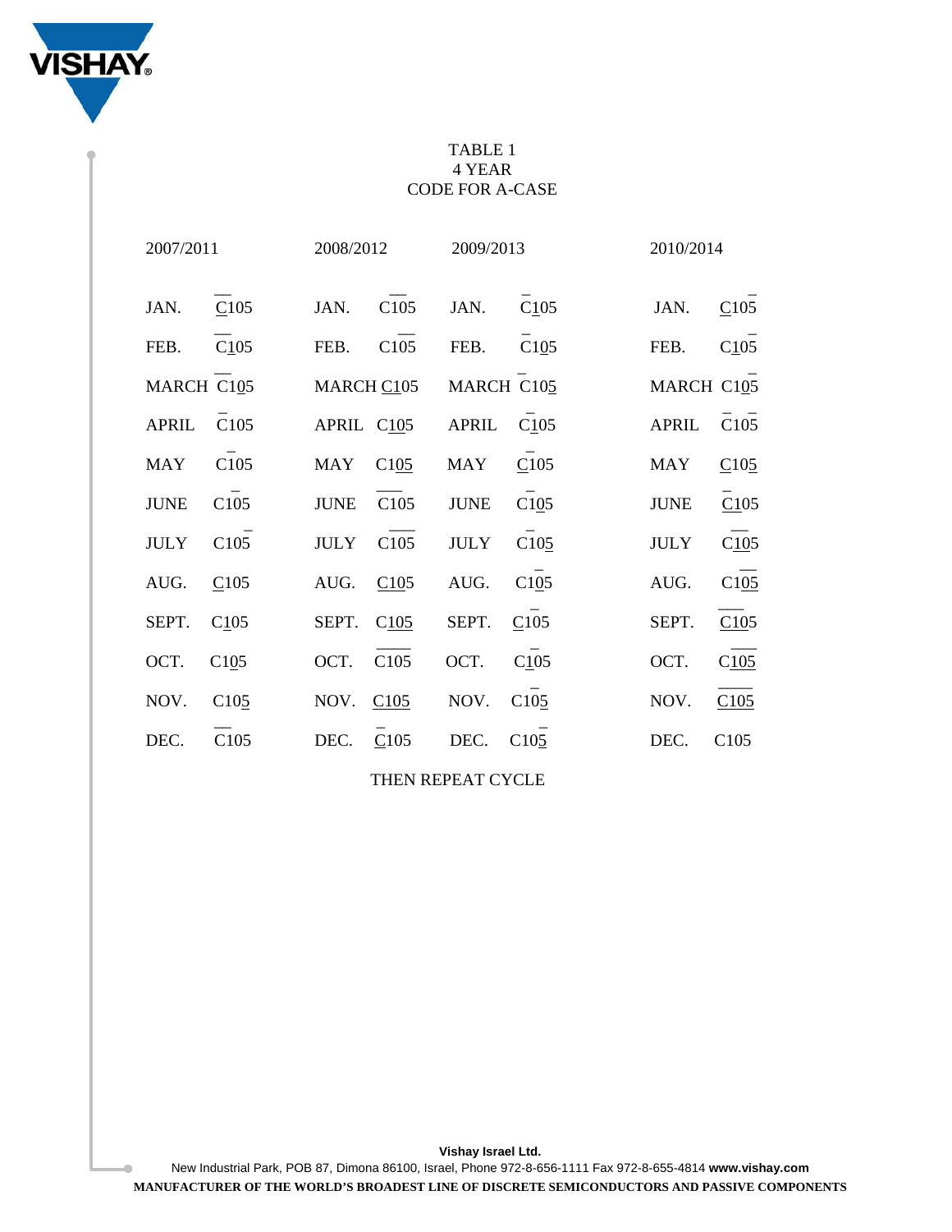TABLE 1
4 YEAR
CODE FOR A-CASE

| 2007/2011 | | 2008/2012 | | 2009/2013 | | 2010/2014 | |
|---|---|---|---|---|---|---|---|
| JAN. | $\underline{C}\overline{\ }$ $\overline{C1}$05 | JAN. | C$\overline{10}$5 | JAN. | $\overline{C}\underline{1}05$ | JAN. | $\underline{C}10\overline{5}$ |
| FEB. | $\overline{C\underline{1}}05$ | FEB. | C1$\overline{05}$ | FEB. | $\overline{C}1\underline{0}5$ | FEB. | $C\underline{1}0\overline{5}$ |
| MARCH | $\overline{C1}\underline{0}5$ | MARCH | $\underline{C}105$ | MARCH | $\overline{C}10\underline{5}$ | MARCH | $C1\underline{0}\overline{5}$ |
| APRIL | $\overline{C}105$ | APRIL | $C\underline{1}05$ | APRIL | $C\overline{\underline{1}}05$ | APRIL | $\overline{C}10\overline{5}$ |
| MAY | $C\overline{1}05$ | MAY | $C1\underline{05}$ | MAY | $\underline{C}\overline{1}05$ | MAY | $\underline{C}10\underline{5}$ |
| JUNE | $C1\overline{0}5$ | JUNE | $\overline{C10}5$ | JUNE | $C\overline{1}\underline{0}5$ | JUNE | $\underline{\overline{C}}105$ |
| JULY | $C10\overline{5}$ | JULY | $C\overline{105}$ | JULY | $C\overline{1}0\underline{5}$ | JULY | $C\overline{1\underline{0}}\underline{5}$ |
| AUG. | $\underline{C}105$ | AUG. | $\underline{C105}$ | AUG. | $C1\overline{0}\underline{5}$ | AUG. | $C1\overline{\underline{05}}$ |
| SEPT. | C105 | SEPT. | $C\underline{105}$ | SEPT. | $\underline{C}1\overline{0}5$ | SEPT. | $\underline{\overline{C1}05}$ |
| OCT. | $C1\underline{0}5$ | OCT. | $C\overline{105}$ | OCT. | $C\underline{1}\overline{0}5$ | OCT. | $C\overline{\underline{105}}$ |
| NOV. | $C10\underline{5}$ | NOV. | $\underline{C105}$ | NOV. | $C1\overline{0}\underline{5}$ | NOV. | $\overline{\underline{C105}}$ |
| DEC. | $\overline{C1}05$ | DEC. | $\overline{\underline{C}}105$ | DEC. | $C10\overline{\underline{5}}$ | DEC. | C105 |

THEN REPEAT CYCLE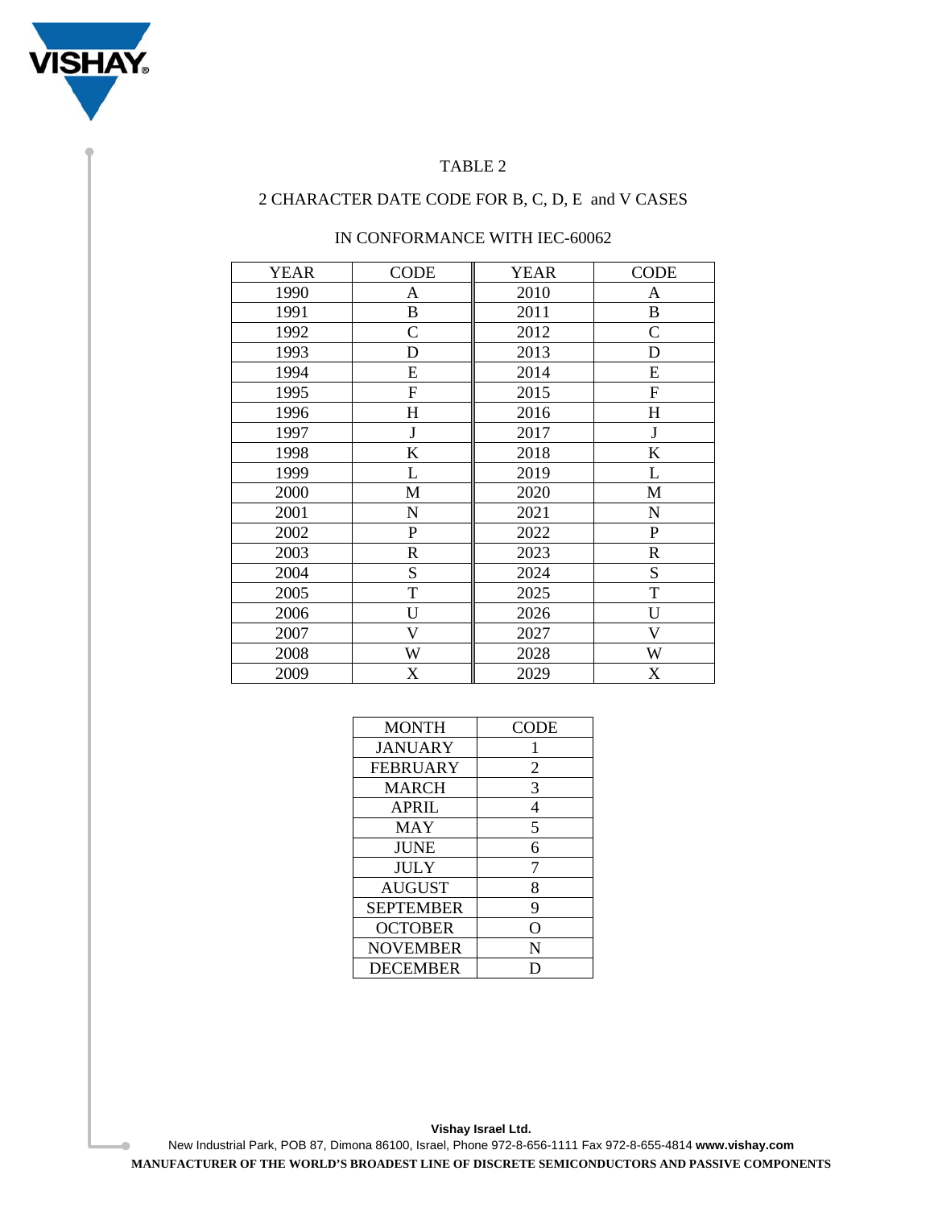TABLE 2

2 CHARACTER DATE CODE FOR B, C, D, E and V CASES

IN CONFORMANCE WITH IEC-60062

| YEAR | CODE | YEAR | CODE |
|---|---|---|---|
| 1990 | A | 2010 | A |
| 1991 | B | 2011 | B |
| 1992 | C | 2012 | C |
| 1993 | D | 2013 | D |
| 1994 | E | 2014 | E |
| 1995 | F | 2015 | F |
| 1996 | H | 2016 | H |
| 1997 | J | 2017 | J |
| 1998 | K | 2018 | K |
| 1999 | L | 2019 | L |
| 2000 | M | 2020 | M |
| 2001 | N | 2021 | N |
| 2002 | P | 2022 | P |
| 2003 | R | 2023 | R |
| 2004 | S | 2024 | S |
| 2005 | T | 2025 | T |
| 2006 | U | 2026 | U |
| 2007 | V | 2027 | V |
| 2008 | W | 2028 | W |
| 2009 | X | 2029 | X |

| MONTH | CODE |
|---|---|
| JANUARY | 1 |
| FEBRUARY | 2 |
| MARCH | 3 |
| APRIL | 4 |
| MAY | 5 |
| JUNE | 6 |
| JULY | 7 |
| AUGUST | 8 |
| SEPTEMBER | 9 |
| OCTOBER | O |
| NOVEMBER | N |
| DECEMBER | D |